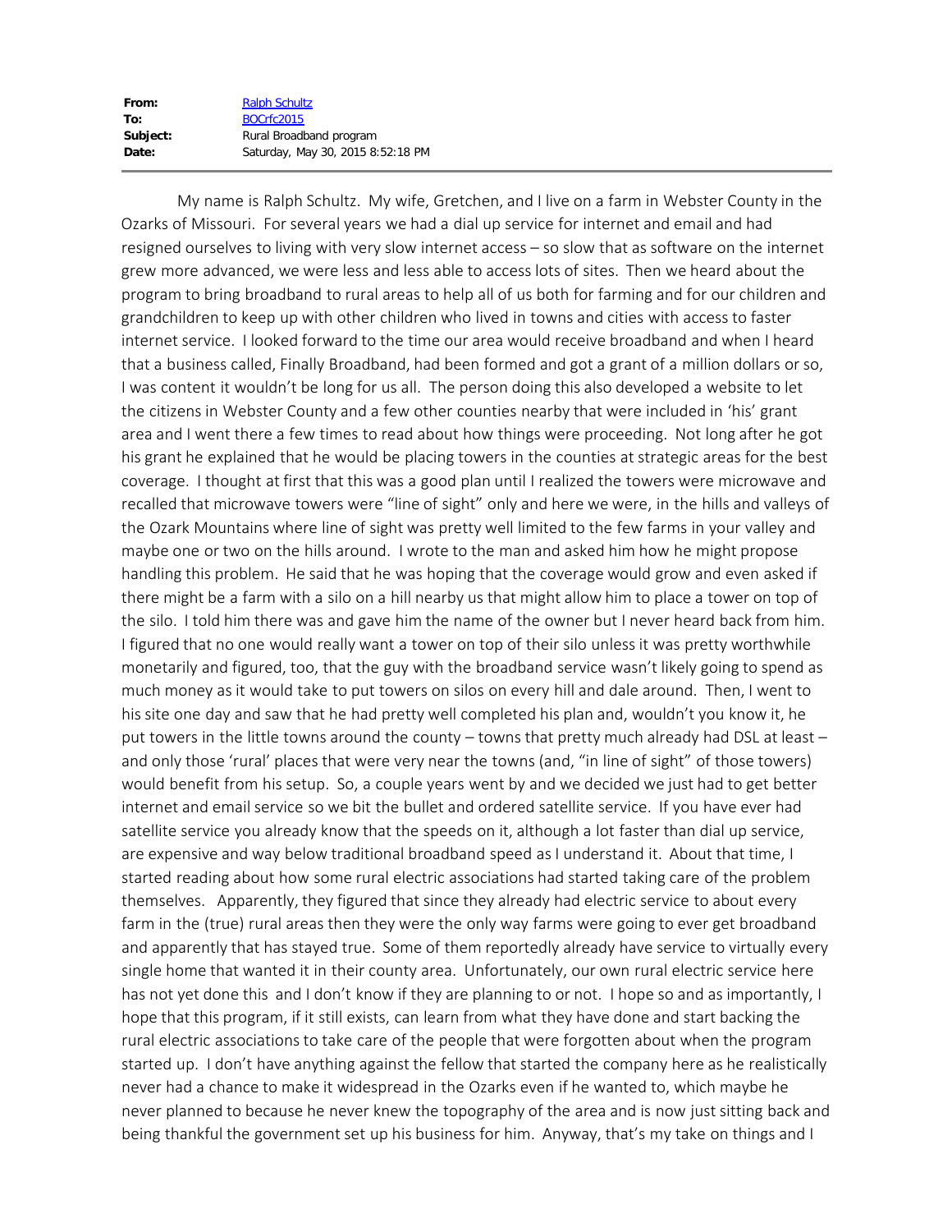| | |
|---|---|
| **From:** | Ralph Schultz |
| **To:** | BOCrfc2015 |
| **Subject:** | Rural Broadband program |
| **Date:** | Saturday, May 30, 2015 8:52:18 PM |

My name is Ralph Schultz. My wife, Gretchen, and I live on a farm in Webster County in the Ozarks of Missouri. For several years we had a dial up service for internet and email and had resigned ourselves to living with very slow internet access – so slow that as software on the internet grew more advanced, we were less and less able to access lots of sites. Then we heard about the program to bring broadband to rural areas to help all of us both for farming and for our children and grandchildren to keep up with other children who lived in towns and cities with access to faster internet service. I looked forward to the time our area would receive broadband and when I heard that a business called, Finally Broadband, had been formed and got a grant of a million dollars or so, I was content it wouldn't be long for us all. The person doing this also developed a website to let the citizens in Webster County and a few other counties nearby that were included in 'his' grant area and I went there a few times to read about how things were proceeding. Not long after he got his grant he explained that he would be placing towers in the counties at strategic areas for the best coverage. I thought at first that this was a good plan until I realized the towers were microwave and recalled that microwave towers were "line of sight" only and here we were, in the hills and valleys of the Ozark Mountains where line of sight was pretty well limited to the few farms in your valley and maybe one or two on the hills around. I wrote to the man and asked him how he might propose handling this problem. He said that he was hoping that the coverage would grow and even asked if there might be a farm with a silo on a hill nearby us that might allow him to place a tower on top of the silo. I told him there was and gave him the name of the owner but I never heard back from him. I figured that no one would really want a tower on top of their silo unless it was pretty worthwhile monetarily and figured, too, that the guy with the broadband service wasn't likely going to spend as much money as it would take to put towers on silos on every hill and dale around. Then, I went to his site one day and saw that he had pretty well completed his plan and, wouldn't you know it, he put towers in the little towns around the county – towns that pretty much already had DSL at least – and only those 'rural' places that were very near the towns (and, "in line of sight" of those towers) would benefit from his setup. So, a couple years went by and we decided we just had to get better internet and email service so we bit the bullet and ordered satellite service. If you have ever had satellite service you already know that the speeds on it, although a lot faster than dial up service, are expensive and way below traditional broadband speed as I understand it. About that time, I started reading about how some rural electric associations had started taking care of the problem themselves. Apparently, they figured that since they already had electric service to about every farm in the (true) rural areas then they were the only way farms were going to ever get broadband and apparently that has stayed true. Some of them reportedly already have service to virtually every single home that wanted it in their county area. Unfortunately, our own rural electric service here has not yet done this and I don't know if they are planning to or not. I hope so and as importantly, I hope that this program, if it still exists, can learn from what they have done and start backing the rural electric associations to take care of the people that were forgotten about when the program started up. I don't have anything against the fellow that started the company here as he realistically never had a chance to make it widespread in the Ozarks even if he wanted to, which maybe he never planned to because he never knew the topography of the area and is now just sitting back and being thankful the government set up his business for him. Anyway, that's my take on things and I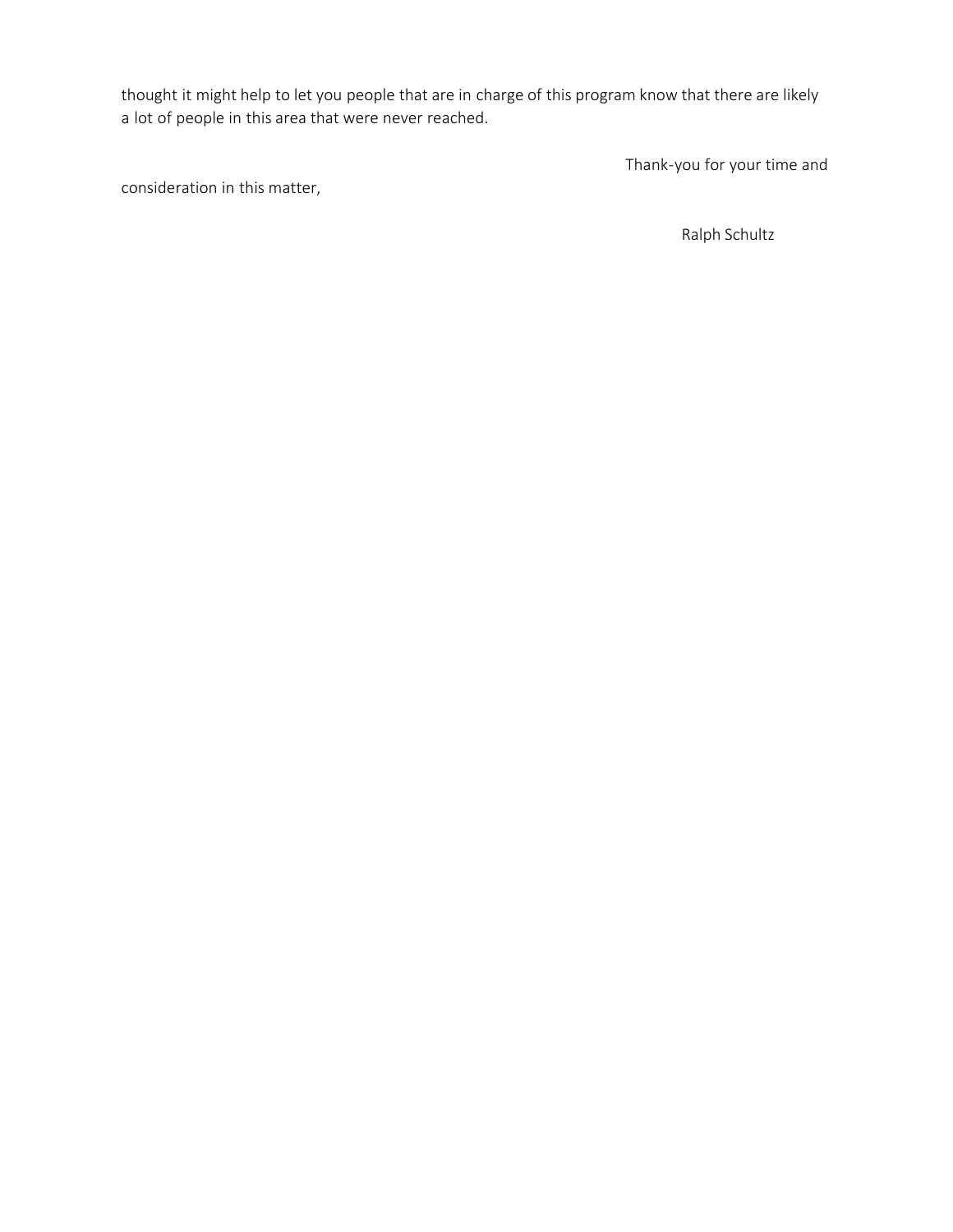thought it might help to let you people that are in charge of this program know that there are likely a lot of people in this area that were never reached.

Thank-you for your time and consideration in this matter,

Ralph Schultz